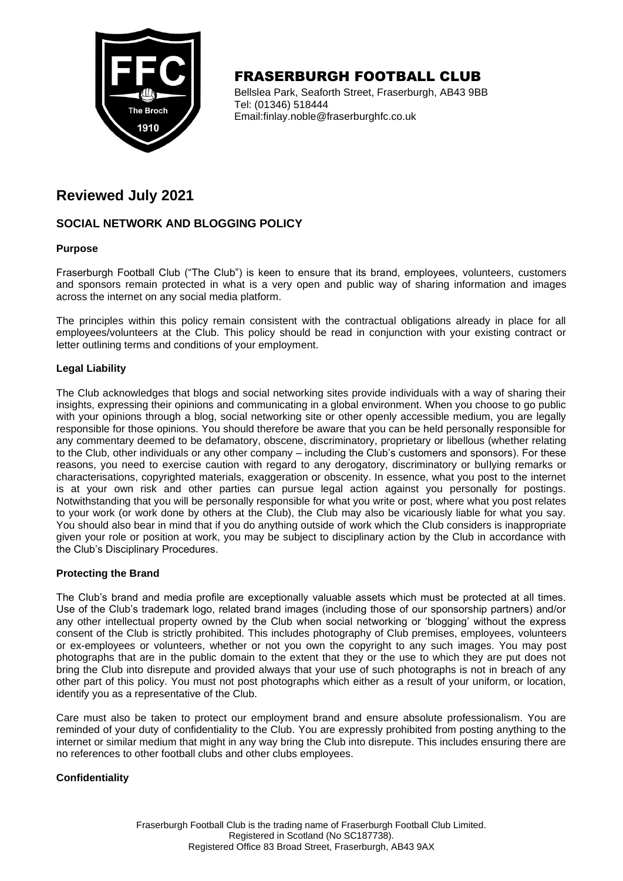# FRASERBURGH FOOTBALL CLUB

Bellslea Park, Seaforth Street, Fraserburgh, AB43 9BB
Tel: (01346) 518444
Email:finlay.noble@fraserburghfc.co.uk

## Reviewed July 2021

### SOCIAL NETWORK AND BLOGGING POLICY

**Purpose**

Fraserburgh Football Club ("The Club") is keen to ensure that its brand, employees, volunteers, customers and sponsors remain protected in what is a very open and public way of sharing information and images across the internet on any social media platform.

The principles within this policy remain consistent with the contractual obligations already in place for all employees/volunteers at the Club. This policy should be read in conjunction with your existing contract or letter outlining terms and conditions of your employment.

**Legal Liability**

The Club acknowledges that blogs and social networking sites provide individuals with a way of sharing their insights, expressing their opinions and communicating in a global environment. When you choose to go public with your opinions through a blog, social networking site or other openly accessible medium, you are legally responsible for those opinions. You should therefore be aware that you can be held personally responsible for any commentary deemed to be defamatory, obscene, discriminatory, proprietary or libellous (whether relating to the Club, other individuals or any other company – including the Club's customers and sponsors). For these reasons, you need to exercise caution with regard to any derogatory, discriminatory or bullying remarks or characterisations, copyrighted materials, exaggeration or obscenity. In essence, what you post to the internet is at your own risk and other parties can pursue legal action against you personally for postings. Notwithstanding that you will be personally responsible for what you write or post, where what you post relates to your work (or work done by others at the Club), the Club may also be vicariously liable for what you say. You should also bear in mind that if you do anything outside of work which the Club considers is inappropriate given your role or position at work, you may be subject to disciplinary action by the Club in accordance with the Club's Disciplinary Procedures.

**Protecting the Brand**

The Club's brand and media profile are exceptionally valuable assets which must be protected at all times. Use of the Club's trademark logo, related brand images (including those of our sponsorship partners) and/or any other intellectual property owned by the Club when social networking or 'blogging' without the express consent of the Club is strictly prohibited. This includes photography of Club premises, employees, volunteers or ex-employees or volunteers, whether or not you own the copyright to any such images. You may post photographs that are in the public domain to the extent that they or the use to which they are put does not bring the Club into disrepute and provided always that your use of such photographs is not in breach of any other part of this policy. You must not post photographs which either as a result of your uniform, or location, identify you as a representative of the Club.

Care must also be taken to protect our employment brand and ensure absolute professionalism. You are reminded of your duty of confidentiality to the Club. You are expressly prohibited from posting anything to the internet or similar medium that might in any way bring the Club into disrepute. This includes ensuring there are no references to other football clubs and other clubs employees.

**Confidentiality**

Fraserburgh Football Club is the trading name of Fraserburgh Football Club Limited.
Registered in Scotland (No SC187738).
Registered Office 83 Broad Street, Fraserburgh, AB43 9AX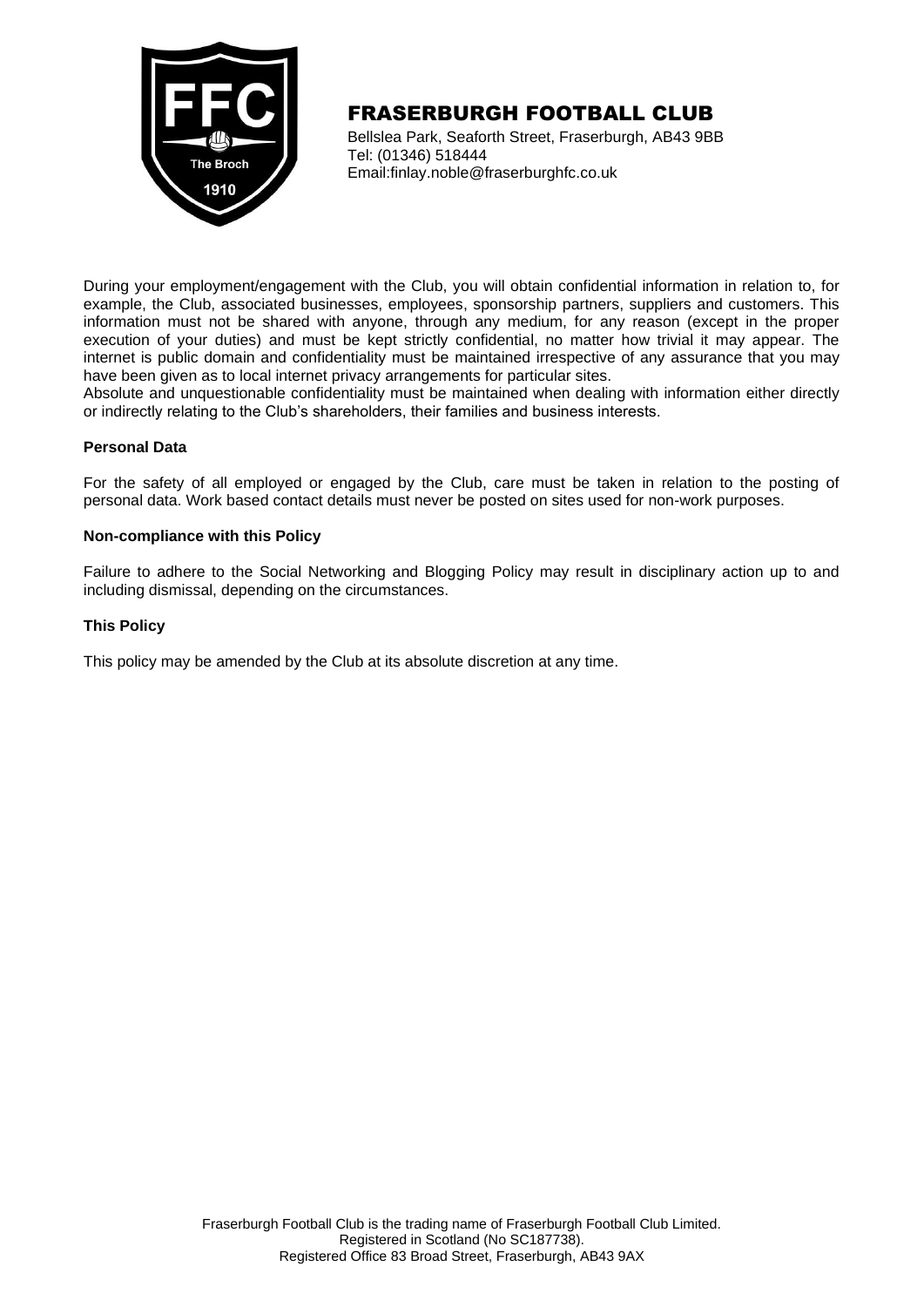# FRASERBURGH FOOTBALL CLUB

Bellslea Park, Seaforth Street, Fraserburgh, AB43 9BB
Tel: (01346) 518444
Email:finlay.noble@fraserburghfc.co.uk

During your employment/engagement with the Club, you will obtain confidential information in relation to, for example, the Club, associated businesses, employees, sponsorship partners, suppliers and customers. This information must not be shared with anyone, through any medium, for any reason (except in the proper execution of your duties) and must be kept strictly confidential, no matter how trivial it may appear. The internet is public domain and confidentiality must be maintained irrespective of any assurance that you may have been given as to local internet privacy arrangements for particular sites.
Absolute and unquestionable confidentiality must be maintained when dealing with information either directly or indirectly relating to the Club's shareholders, their families and business interests.

**Personal Data**

For the safety of all employed or engaged by the Club, care must be taken in relation to the posting of personal data. Work based contact details must never be posted on sites used for non-work purposes.

**Non-compliance with this Policy**

Failure to adhere to the Social Networking and Blogging Policy may result in disciplinary action up to and including dismissal, depending on the circumstances.

**This Policy**

This policy may be amended by the Club at its absolute discretion at any time.

Fraserburgh Football Club is the trading name of Fraserburgh Football Club Limited.
Registered in Scotland (No SC187738).
Registered Office 83 Broad Street, Fraserburgh, AB43 9AX